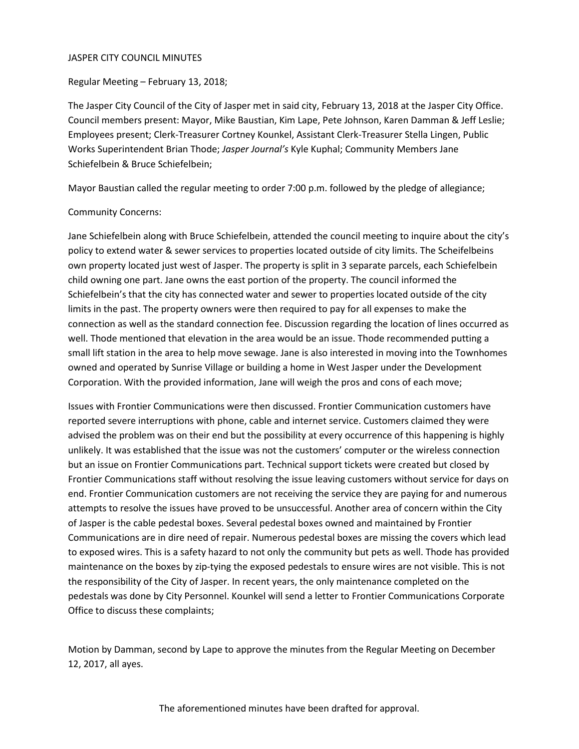# JASPER CITY COUNCIL MINUTES

Regular Meeting – February 13, 2018;

The Jasper City Council of the City of Jasper met in said city, February 13, 2018 at the Jasper City Office. Council members present: Mayor, Mike Baustian, Kim Lape, Pete Johnson, Karen Damman & Jeff Leslie; Employees present; Clerk-Treasurer Cortney Kounkel, Assistant Clerk-Treasurer Stella Lingen, Public Works Superintendent Brian Thode; *Jasper Journal's* Kyle Kuphal; Community Members Jane Schiefelbein & Bruce Schiefelbein;

Mayor Baustian called the regular meeting to order 7:00 p.m. followed by the pledge of allegiance;

Community Concerns:

Jane Schiefelbein along with Bruce Schiefelbein, attended the council meeting to inquire about the city's policy to extend water & sewer services to properties located outside of city limits. The Scheifelbeins own property located just west of Jasper. The property is split in 3 separate parcels, each Schiefelbein child owning one part. Jane owns the east portion of the property. The council informed the Schiefelbein's that the city has connected water and sewer to properties located outside of the city limits in the past. The property owners were then required to pay for all expenses to make the connection as well as the standard connection fee. Discussion regarding the location of lines occurred as well. Thode mentioned that elevation in the area would be an issue. Thode recommended putting a small lift station in the area to help move sewage. Jane is also interested in moving into the Townhomes owned and operated by Sunrise Village or building a home in West Jasper under the Development Corporation. With the provided information, Jane will weigh the pros and cons of each move;

Issues with Frontier Communications were then discussed. Frontier Communication customers have reported severe interruptions with phone, cable and internet service. Customers claimed they were advised the problem was on their end but the possibility at every occurrence of this happening is highly unlikely. It was established that the issue was not the customers' computer or the wireless connection but an issue on Frontier Communications part. Technical support tickets were created but closed by Frontier Communications staff without resolving the issue leaving customers without service for days on end. Frontier Communication customers are not receiving the service they are paying for and numerous attempts to resolve the issues have proved to be unsuccessful. Another area of concern within the City of Jasper is the cable pedestal boxes. Several pedestal boxes owned and maintained by Frontier Communications are in dire need of repair. Numerous pedestal boxes are missing the covers which lead to exposed wires. This is a safety hazard to not only the community but pets as well. Thode has provided maintenance on the boxes by zip-tying the exposed pedestals to ensure wires are not visible. This is not the responsibility of the City of Jasper. In recent years, the only maintenance completed on the pedestals was done by City Personnel. Kounkel will send a letter to Frontier Communications Corporate Office to discuss these complaints;

Motion by Damman, second by Lape to approve the minutes from the Regular Meeting on December 12, 2017, all ayes.

The aforementioned minutes have been drafted for approval.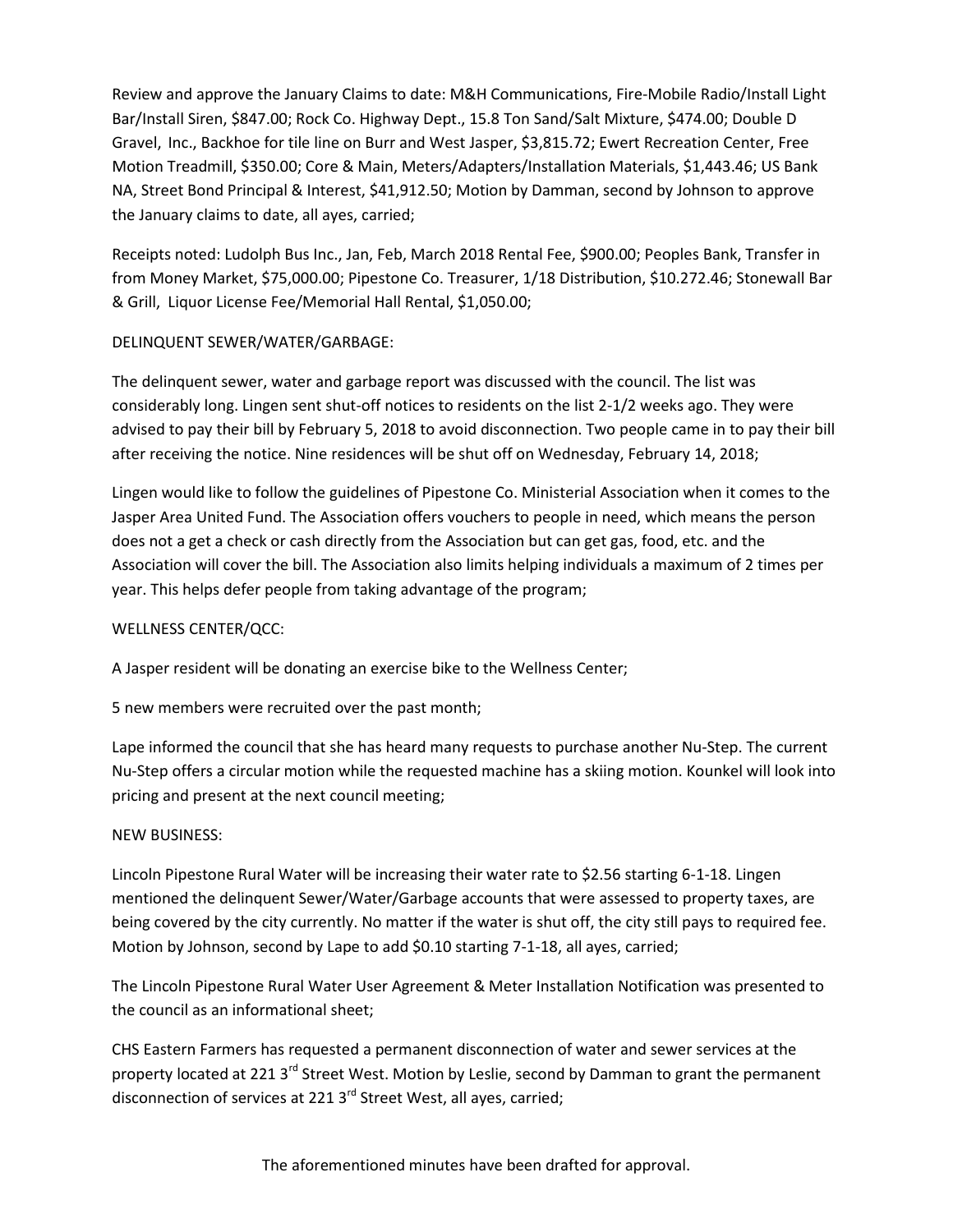Review and approve the January Claims to date: M&H Communications, Fire-Mobile Radio/Install Light Bar/Install Siren, $847.00; Rock Co. Highway Dept., 15.8 Ton Sand/Salt Mixture, $474.00; Double D Gravel, Inc., Backhoe for tile line on Burr and West Jasper, $3,815.72; Ewert Recreation Center, Free Motion Treadmill, $350.00; Core & Main, Meters/Adapters/Installation Materials, $1,443.46; US Bank NA, Street Bond Principal & Interest, $41,912.50; Motion by Damman, second by Johnson to approve the January claims to date, all ayes, carried;

Receipts noted: Ludolph Bus Inc., Jan, Feb, March 2018 Rental Fee, $900.00; Peoples Bank, Transfer in from Money Market, $75,000.00; Pipestone Co. Treasurer, 1/18 Distribution, $10.272.46; Stonewall Bar & Grill, Liquor License Fee/Memorial Hall Rental, $1,050.00;

DELINQUENT SEWER/WATER/GARBAGE:

The delinquent sewer, water and garbage report was discussed with the council. The list was considerably long. Lingen sent shut-off notices to residents on the list 2-1/2 weeks ago. They were advised to pay their bill by February 5, 2018 to avoid disconnection. Two people came in to pay their bill after receiving the notice. Nine residences will be shut off on Wednesday, February 14, 2018;

Lingen would like to follow the guidelines of Pipestone Co. Ministerial Association when it comes to the Jasper Area United Fund. The Association offers vouchers to people in need, which means the person does not a get a check or cash directly from the Association but can get gas, food, etc. and the Association will cover the bill. The Association also limits helping individuals a maximum of 2 times per year. This helps defer people from taking advantage of the program;

WELLNESS CENTER/QCC:

A Jasper resident will be donating an exercise bike to the Wellness Center;

5 new members were recruited over the past month;

Lape informed the council that she has heard many requests to purchase another Nu-Step. The current Nu-Step offers a circular motion while the requested machine has a skiing motion. Kounkel will look into pricing and present at the next council meeting;

NEW BUSINESS:

Lincoln Pipestone Rural Water will be increasing their water rate to $2.56 starting 6-1-18. Lingen mentioned the delinquent Sewer/Water/Garbage accounts that were assessed to property taxes, are being covered by the city currently. No matter if the water is shut off, the city still pays to required fee. Motion by Johnson, second by Lape to add $0.10 starting 7-1-18, all ayes, carried;

The Lincoln Pipestone Rural Water User Agreement & Meter Installation Notification was presented to the council as an informational sheet;

CHS Eastern Farmers has requested a permanent disconnection of water and sewer services at the property located at 221 3rd Street West. Motion by Leslie, second by Damman to grant the permanent disconnection of services at 221 3rd Street West, all ayes, carried;

The aforementioned minutes have been drafted for approval.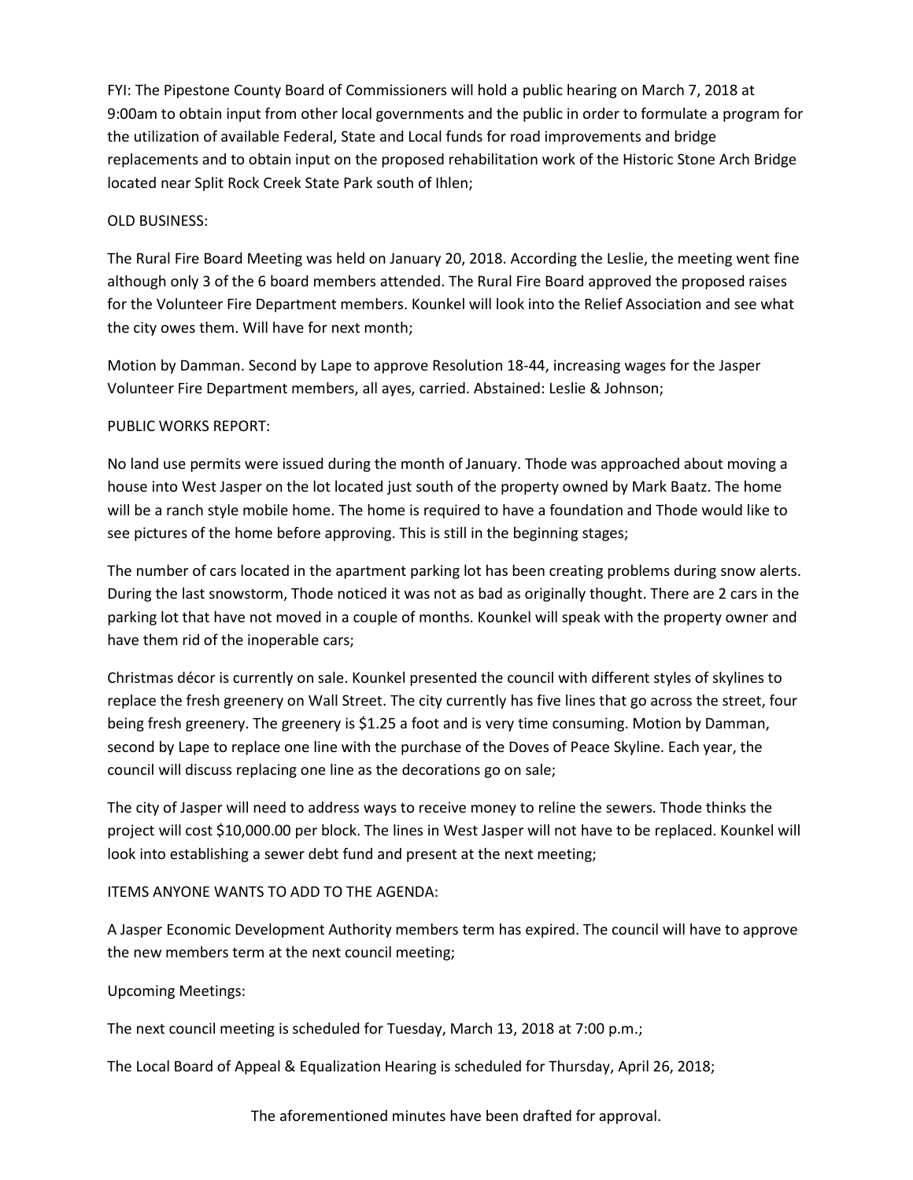FYI: The Pipestone County Board of Commissioners will hold a public hearing on March 7, 2018 at 9:00am to obtain input from other local governments and the public in order to formulate a program for the utilization of available Federal, State and Local funds for road improvements and bridge replacements and to obtain input on the proposed rehabilitation work of the Historic Stone Arch Bridge located near Split Rock Creek State Park south of Ihlen;

OLD BUSINESS:

The Rural Fire Board Meeting was held on January 20, 2018. According the Leslie, the meeting went fine although only 3 of the 6 board members attended. The Rural Fire Board approved the proposed raises for the Volunteer Fire Department members. Kounkel will look into the Relief Association and see what the city owes them. Will have for next month;

Motion by Damman. Second by Lape to approve Resolution 18-44, increasing wages for the Jasper Volunteer Fire Department members, all ayes, carried. Abstained: Leslie & Johnson;

PUBLIC WORKS REPORT:

No land use permits were issued during the month of January. Thode was approached about moving a house into West Jasper on the lot located just south of the property owned by Mark Baatz. The home will be a ranch style mobile home. The home is required to have a foundation and Thode would like to see pictures of the home before approving. This is still in the beginning stages;

The number of cars located in the apartment parking lot has been creating problems during snow alerts. During the last snowstorm, Thode noticed it was not as bad as originally thought. There are 2 cars in the parking lot that have not moved in a couple of months. Kounkel will speak with the property owner and have them rid of the inoperable cars;

Christmas décor is currently on sale. Kounkel presented the council with different styles of skylines to replace the fresh greenery on Wall Street. The city currently has five lines that go across the street, four being fresh greenery. The greenery is $1.25 a foot and is very time consuming. Motion by Damman, second by Lape to replace one line with the purchase of the Doves of Peace Skyline. Each year, the council will discuss replacing one line as the decorations go on sale;

The city of Jasper will need to address ways to receive money to reline the sewers. Thode thinks the project will cost $10,000.00 per block. The lines in West Jasper will not have to be replaced. Kounkel will look into establishing a sewer debt fund and present at the next meeting;

ITEMS ANYONE WANTS TO ADD TO THE AGENDA:

A Jasper Economic Development Authority members term has expired. The council will have to approve the new members term at the next council meeting;

Upcoming Meetings:

The next council meeting is scheduled for Tuesday, March 13, 2018 at 7:00 p.m.;

The Local Board of Appeal & Equalization Hearing is scheduled for Thursday, April 26, 2018;

The aforementioned minutes have been drafted for approval.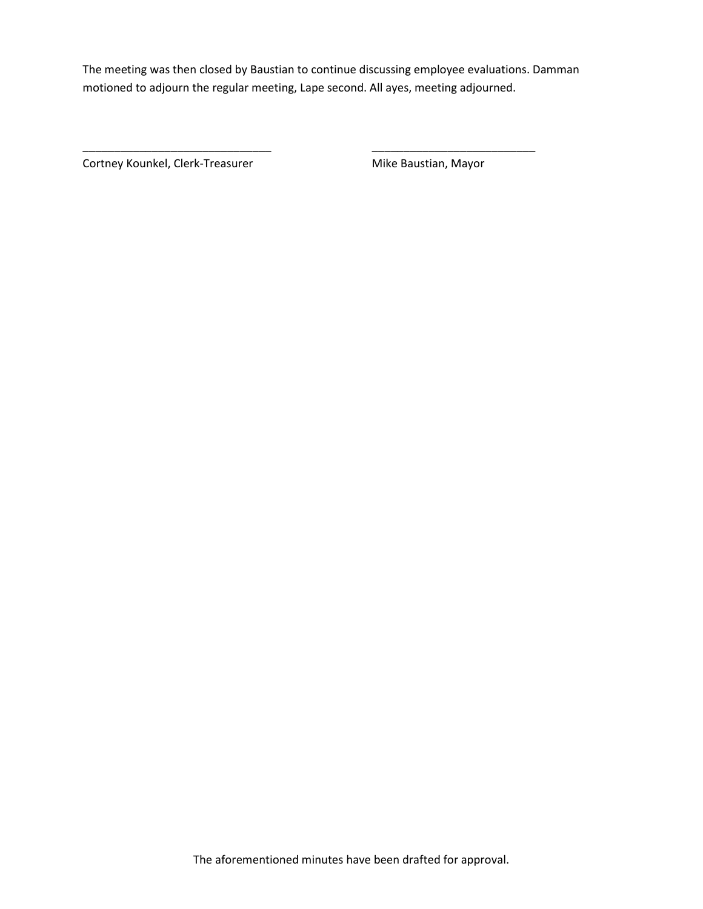The meeting was then closed by Baustian to continue discussing employee evaluations. Damman motioned to adjourn the regular meeting, Lape second. All ayes, meeting adjourned.

______________________________ ______________________________

Cortney Kounkel, Clerk-Treasurer Mike Baustian, Mayor

The aforementioned minutes have been drafted for approval.